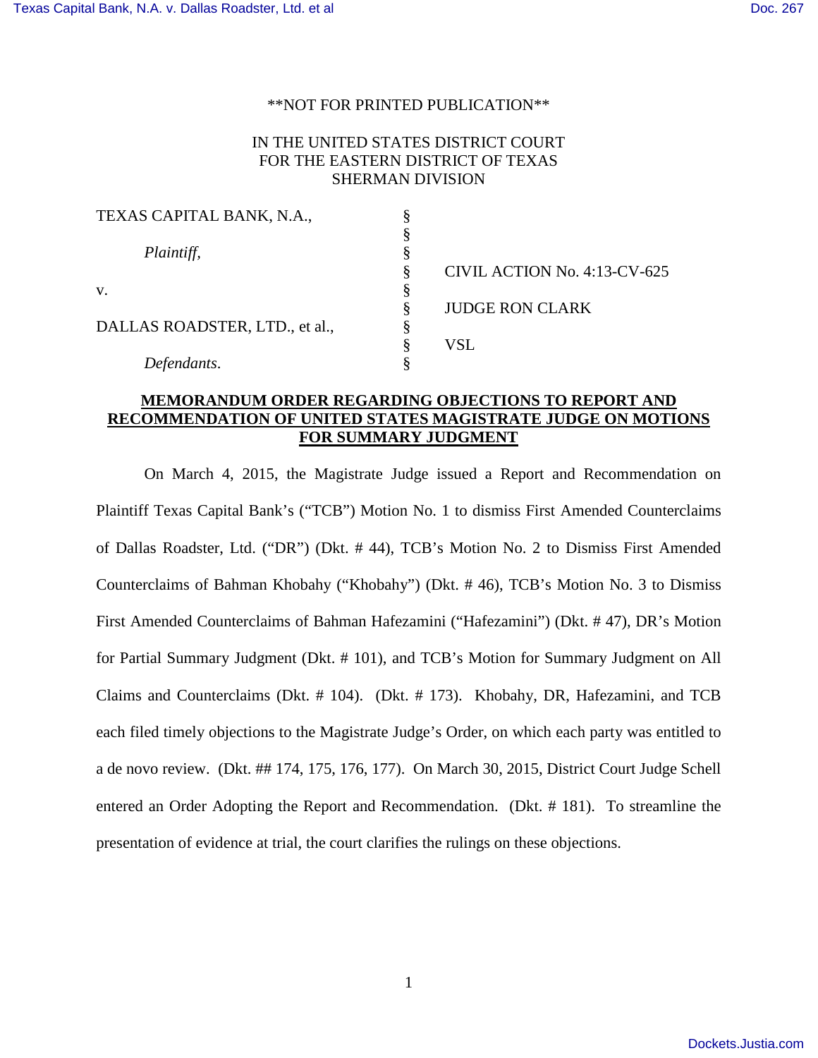**NOT FOR PRINTED PUBLICATION**

IN THE UNITED STATES DISTRICT COURT
FOR THE EASTERN DISTRICT OF TEXAS
SHERMAN DIVISION

| | | |
|---|---|---|
| TEXAS CAPITAL BANK, N.A., | § | |
| | § | |
| *Plaintiff,* | § | |
| | § | CIVIL ACTION No. 4:13-CV-625 |
| v. | § | |
| | § | JUDGE RON CLARK |
| DALLAS ROADSTER, LTD., et al., | § | |
| | § | VSL |
| *Defendants.* | § | |

## MEMORANDUM ORDER REGARDING OBJECTIONS TO REPORT AND RECOMMENDATION OF UNITED STATES MAGISTRATE JUDGE ON MOTIONS FOR SUMMARY JUDGMENT

On March 4, 2015, the Magistrate Judge issued a Report and Recommendation on Plaintiff Texas Capital Bank's ("TCB") Motion No. 1 to dismiss First Amended Counterclaims of Dallas Roadster, Ltd. ("DR") (Dkt. # 44), TCB's Motion No. 2 to Dismiss First Amended Counterclaims of Bahman Khobahy ("Khobahy") (Dkt. # 46), TCB's Motion No. 3 to Dismiss First Amended Counterclaims of Bahman Hafezamini ("Hafezamini") (Dkt. # 47), DR's Motion for Partial Summary Judgment (Dkt. # 101), and TCB's Motion for Summary Judgment on All Claims and Counterclaims (Dkt. # 104). (Dkt. # 173). Khobahy, DR, Hafezamini, and TCB each filed timely objections to the Magistrate Judge's Order, on which each party was entitled to a de novo review. (Dkt. ## 174, 175, 176, 177). On March 30, 2015, District Court Judge Schell entered an Order Adopting the Report and Recommendation. (Dkt. # 181). To streamline the presentation of evidence at trial, the court clarifies the rulings on these objections.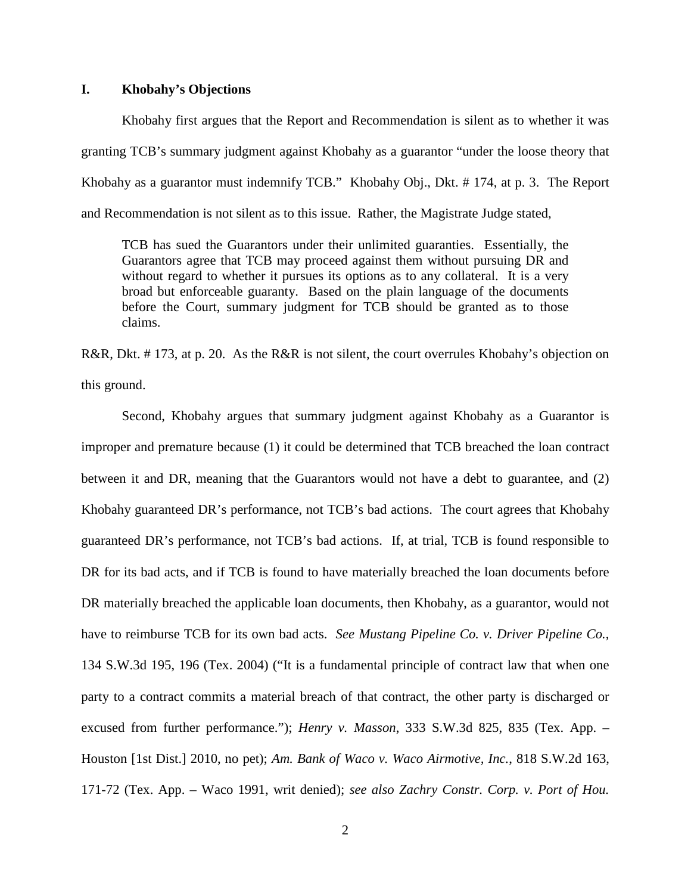## I. Khobahy's Objections

Khobahy first argues that the Report and Recommendation is silent as to whether it was granting TCB's summary judgment against Khobahy as a guarantor "under the loose theory that Khobahy as a guarantor must indemnify TCB." Khobahy Obj., Dkt. # 174, at p. 3. The Report and Recommendation is not silent as to this issue. Rather, the Magistrate Judge stated,

> TCB has sued the Guarantors under their unlimited guaranties. Essentially, the Guarantors agree that TCB may proceed against them without pursuing DR and without regard to whether it pursues its options as to any collateral. It is a very broad but enforceable guaranty. Based on the plain language of the documents before the Court, summary judgment for TCB should be granted as to those claims.

R&R, Dkt. # 173, at p. 20. As the R&R is not silent, the court overrules Khobahy's objection on this ground.

Second, Khobahy argues that summary judgment against Khobahy as a Guarantor is improper and premature because (1) it could be determined that TCB breached the loan contract between it and DR, meaning that the Guarantors would not have a debt to guarantee, and (2) Khobahy guaranteed DR's performance, not TCB's bad actions. The court agrees that Khobahy guaranteed DR's performance, not TCB's bad actions. If, at trial, TCB is found responsible to DR for its bad acts, and if TCB is found to have materially breached the loan documents before DR materially breached the applicable loan documents, then Khobahy, as a guarantor, would not have to reimburse TCB for its own bad acts. *See Mustang Pipeline Co. v. Driver Pipeline Co.*, 134 S.W.3d 195, 196 (Tex. 2004) ("It is a fundamental principle of contract law that when one party to a contract commits a material breach of that contract, the other party is discharged or excused from further performance."); *Henry v. Masson*, 333 S.W.3d 825, 835 (Tex. App. – Houston [1st Dist.] 2010, no pet); *Am. Bank of Waco v. Waco Airmotive, Inc.*, 818 S.W.2d 163, 171-72 (Tex. App. – Waco 1991, writ denied); *see also Zachry Constr. Corp. v. Port of Hou.*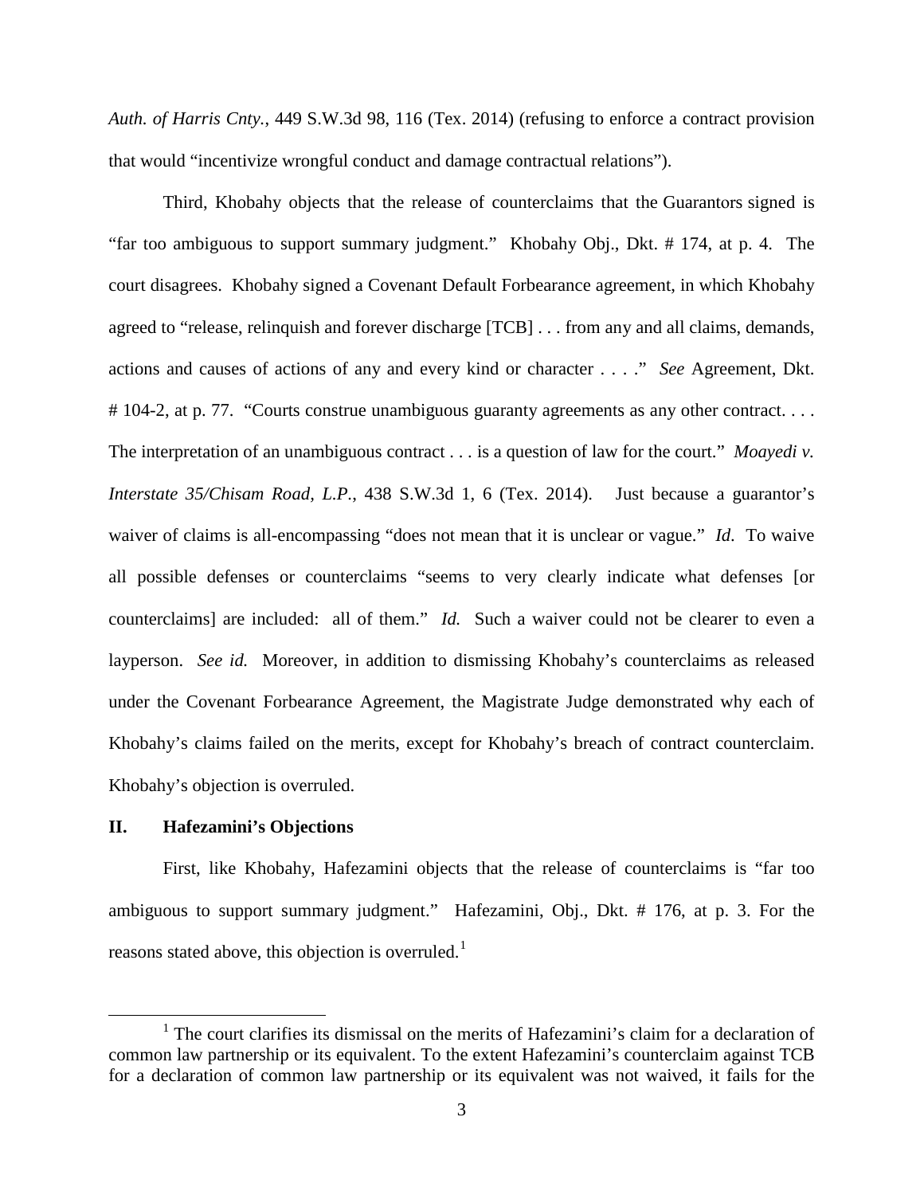*Auth. of Harris Cnty.*, 449 S.W.3d 98, 116 (Tex. 2014) (refusing to enforce a contract provision that would "incentivize wrongful conduct and damage contractual relations").

Third, Khobahy objects that the release of counterclaims that the Guarantors signed is "far too ambiguous to support summary judgment." Khobahy Obj., Dkt. # 174, at p. 4. The court disagrees. Khobahy signed a Covenant Default Forbearance agreement, in which Khobahy agreed to "release, relinquish and forever discharge [TCB] . . . from any and all claims, demands, actions and causes of actions of any and every kind or character . . . ." *See* Agreement, Dkt. # 104-2, at p. 77. "Courts construe unambiguous guaranty agreements as any other contract. . . . The interpretation of an unambiguous contract . . . is a question of law for the court." *Moayedi v. Interstate 35/Chisam Road, L.P.*, 438 S.W.3d 1, 6 (Tex. 2014). Just because a guarantor's waiver of claims is all-encompassing "does not mean that it is unclear or vague." *Id*. To waive all possible defenses or counterclaims "seems to very clearly indicate what defenses [or counterclaims] are included: all of them." *Id.* Such a waiver could not be clearer to even a layperson. *See id.* Moreover, in addition to dismissing Khobahy's counterclaims as released under the Covenant Forbearance Agreement, the Magistrate Judge demonstrated why each of Khobahy's claims failed on the merits, except for Khobahy's breach of contract counterclaim. Khobahy's objection is overruled.

## II. Hafezamini's Objections

First, like Khobahy, Hafezamini objects that the release of counterclaims is "far too ambiguous to support summary judgment." Hafezamini, Obj., Dkt. # 176, at p. 3. For the reasons stated above, this objection is overruled.[1]

[1] The court clarifies its dismissal on the merits of Hafezamini's claim for a declaration of common law partnership or its equivalent. To the extent Hafezamini's counterclaim against TCB for a declaration of common law partnership or its equivalent was not waived, it fails for the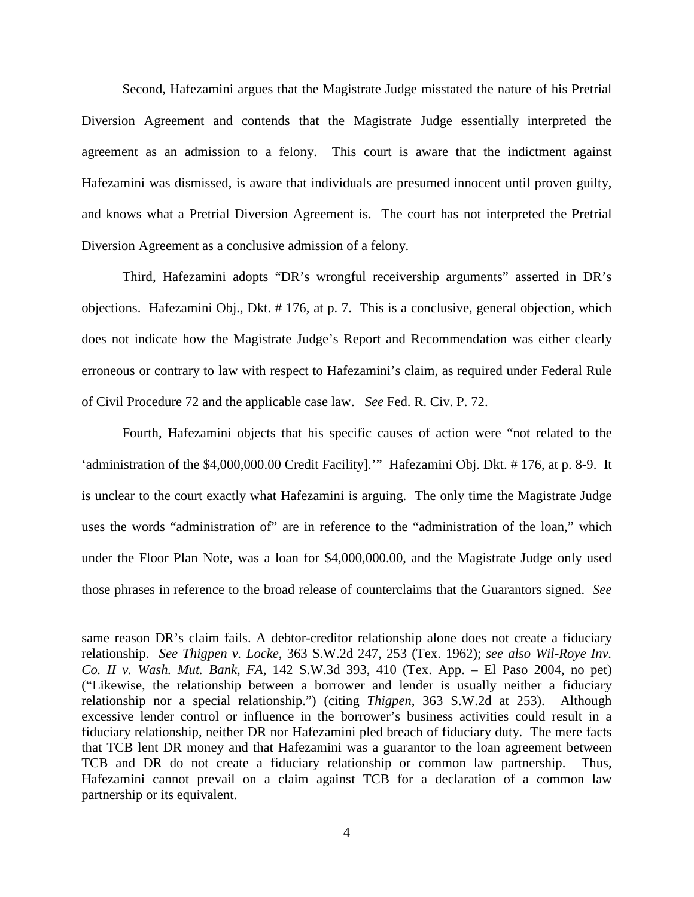Second, Hafezamini argues that the Magistrate Judge misstated the nature of his Pretrial Diversion Agreement and contends that the Magistrate Judge essentially interpreted the agreement as an admission to a felony. This court is aware that the indictment against Hafezamini was dismissed, is aware that individuals are presumed innocent until proven guilty, and knows what a Pretrial Diversion Agreement is. The court has not interpreted the Pretrial Diversion Agreement as a conclusive admission of a felony.

Third, Hafezamini adopts "DR's wrongful receivership arguments" asserted in DR's objections. Hafezamini Obj., Dkt. # 176, at p. 7. This is a conclusive, general objection, which does not indicate how the Magistrate Judge's Report and Recommendation was either clearly erroneous or contrary to law with respect to Hafezamini's claim, as required under Federal Rule of Civil Procedure 72 and the applicable case law. *See* Fed. R. Civ. P. 72.

Fourth, Hafezamini objects that his specific causes of action were "not related to the 'administration of the $4,000,000.00 Credit Facility].'" Hafezamini Obj. Dkt. # 176, at p. 8-9. It is unclear to the court exactly what Hafezamini is arguing. The only time the Magistrate Judge uses the words "administration of" are in reference to the "administration of the loan," which under the Floor Plan Note, was a loan for $4,000,000.00, and the Magistrate Judge only used those phrases in reference to the broad release of counterclaims that the Guarantors signed. *See*

---

same reason DR's claim fails. A debtor-creditor relationship alone does not create a fiduciary relationship. *See Thigpen v. Locke*, 363 S.W.2d 247, 253 (Tex. 1962); *see also Wil-Roye Inv. Co. II v. Wash. Mut. Bank, FA*, 142 S.W.3d 393, 410 (Tex. App. – El Paso 2004, no pet) ("Likewise, the relationship between a borrower and lender is usually neither a fiduciary relationship nor a special relationship.") (citing *Thigpen*, 363 S.W.2d at 253). Although excessive lender control or influence in the borrower's business activities could result in a fiduciary relationship, neither DR nor Hafezamini pled breach of fiduciary duty. The mere facts that TCB lent DR money and that Hafezamini was a guarantor to the loan agreement between TCB and DR do not create a fiduciary relationship or common law partnership. Thus, Hafezamini cannot prevail on a claim against TCB for a declaration of a common law partnership or its equivalent.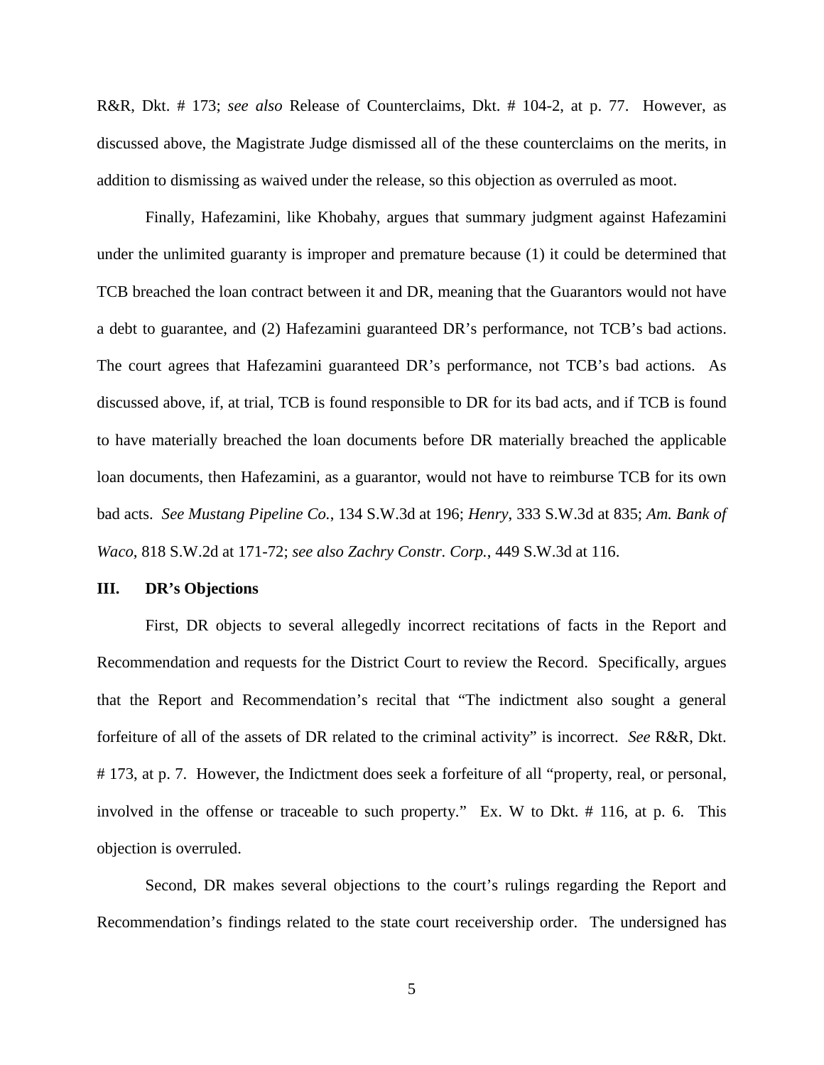R&R, Dkt. # 173; *see also* Release of Counterclaims, Dkt. # 104-2, at p. 77. However, as discussed above, the Magistrate Judge dismissed all of the these counterclaims on the merits, in addition to dismissing as waived under the release, so this objection as overruled as moot.

Finally, Hafezamini, like Khobahy, argues that summary judgment against Hafezamini under the unlimited guaranty is improper and premature because (1) it could be determined that TCB breached the loan contract between it and DR, meaning that the Guarantors would not have a debt to guarantee, and (2) Hafezamini guaranteed DR's performance, not TCB's bad actions. The court agrees that Hafezamini guaranteed DR's performance, not TCB's bad actions. As discussed above, if, at trial, TCB is found responsible to DR for its bad acts, and if TCB is found to have materially breached the loan documents before DR materially breached the applicable loan documents, then Hafezamini, as a guarantor, would not have to reimburse TCB for its own bad acts. *See Mustang Pipeline Co.*, 134 S.W.3d at 196; *Henry*, 333 S.W.3d at 835; *Am. Bank of Waco*, 818 S.W.2d at 171-72; *see also Zachry Constr. Corp.*, 449 S.W.3d at 116.

## III. DR's Objections

First, DR objects to several allegedly incorrect recitations of facts in the Report and Recommendation and requests for the District Court to review the Record. Specifically, argues that the Report and Recommendation's recital that "The indictment also sought a general forfeiture of all of the assets of DR related to the criminal activity" is incorrect. *See* R&R, Dkt. # 173, at p. 7. However, the Indictment does seek a forfeiture of all "property, real, or personal, involved in the offense or traceable to such property." Ex. W to Dkt. # 116, at p. 6. This objection is overruled.

Second, DR makes several objections to the court's rulings regarding the Report and Recommendation's findings related to the state court receivership order. The undersigned has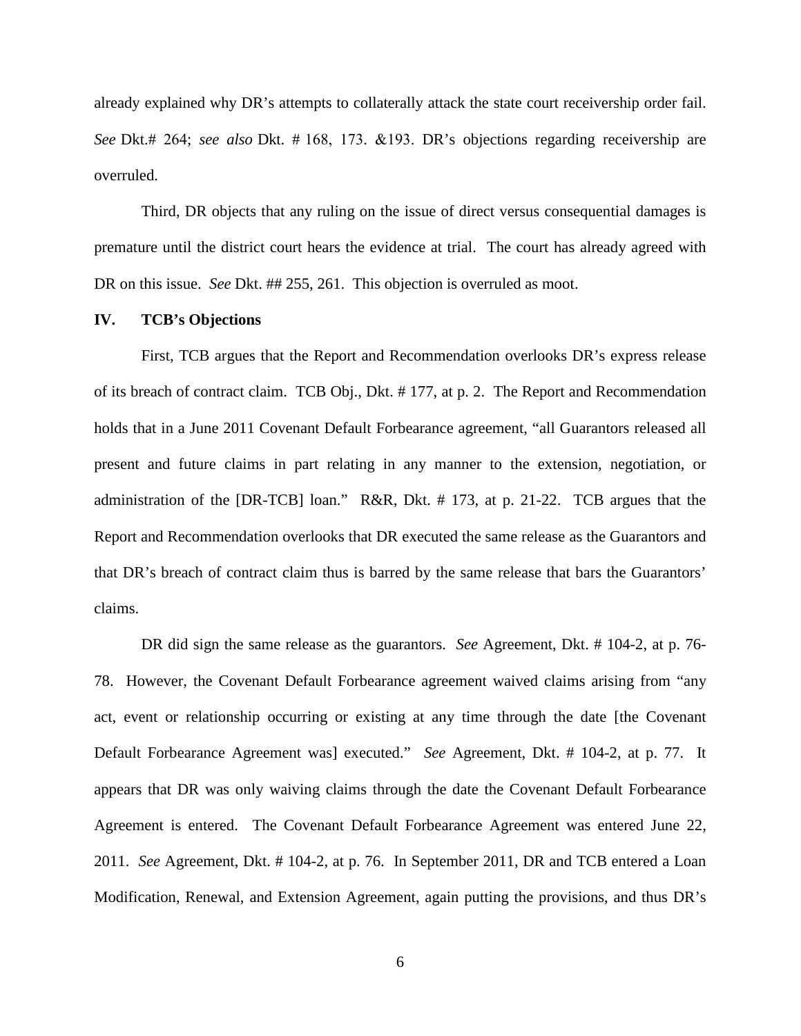already explained why DR's attempts to collaterally attack the state court receivership order fail. *See* Dkt.# 264; *see also* Dkt. # 168, 173. &193. DR's objections regarding receivership are overruled.

Third, DR objects that any ruling on the issue of direct versus consequential damages is premature until the district court hears the evidence at trial. The court has already agreed with DR on this issue. *See* Dkt. ## 255, 261. This objection is overruled as moot.

## IV. TCB's Objections

First, TCB argues that the Report and Recommendation overlooks DR's express release of its breach of contract claim. TCB Obj., Dkt. # 177, at p. 2. The Report and Recommendation holds that in a June 2011 Covenant Default Forbearance agreement, "all Guarantors released all present and future claims in part relating in any manner to the extension, negotiation, or administration of the [DR-TCB] loan." R&R, Dkt. # 173, at p. 21-22. TCB argues that the Report and Recommendation overlooks that DR executed the same release as the Guarantors and that DR's breach of contract claim thus is barred by the same release that bars the Guarantors' claims.

DR did sign the same release as the guarantors. *See* Agreement, Dkt. # 104-2, at p. 76-78. However, the Covenant Default Forbearance agreement waived claims arising from "any act, event or relationship occurring or existing at any time through the date [the Covenant Default Forbearance Agreement was] executed." *See* Agreement, Dkt. # 104-2, at p. 77. It appears that DR was only waiving claims through the date the Covenant Default Forbearance Agreement is entered. The Covenant Default Forbearance Agreement was entered June 22, 2011. *See* Agreement, Dkt. # 104-2, at p. 76. In September 2011, DR and TCB entered a Loan Modification, Renewal, and Extension Agreement, again putting the provisions, and thus DR's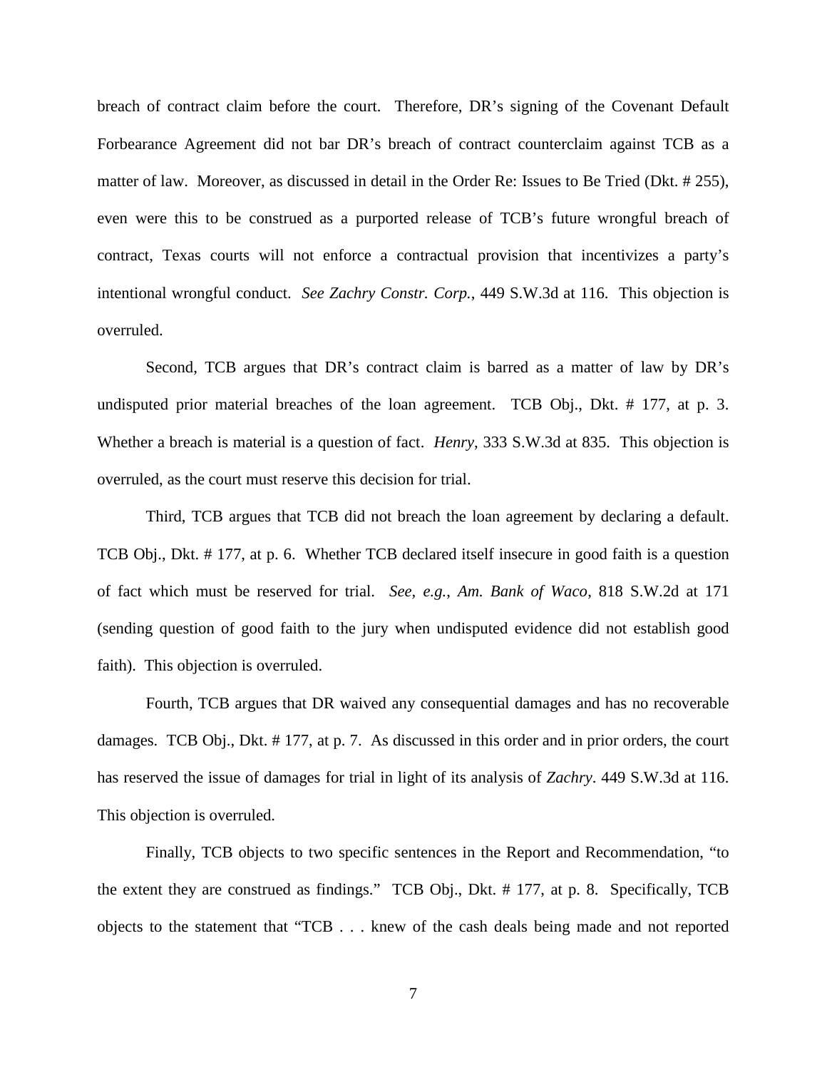breach of contract claim before the court. Therefore, DR's signing of the Covenant Default Forbearance Agreement did not bar DR's breach of contract counterclaim against TCB as a matter of law. Moreover, as discussed in detail in the Order Re: Issues to Be Tried (Dkt. # 255), even were this to be construed as a purported release of TCB's future wrongful breach of contract, Texas courts will not enforce a contractual provision that incentivizes a party's intentional wrongful conduct. *See Zachry Constr. Corp.*, 449 S.W.3d at 116. This objection is overruled.

Second, TCB argues that DR's contract claim is barred as a matter of law by DR's undisputed prior material breaches of the loan agreement. TCB Obj., Dkt. # 177, at p. 3. Whether a breach is material is a question of fact. *Henry*, 333 S.W.3d at 835. This objection is overruled, as the court must reserve this decision for trial.

Third, TCB argues that TCB did not breach the loan agreement by declaring a default. TCB Obj., Dkt. # 177, at p. 6. Whether TCB declared itself insecure in good faith is a question of fact which must be reserved for trial. *See, e.g.*, *Am. Bank of Waco*, 818 S.W.2d at 171 (sending question of good faith to the jury when undisputed evidence did not establish good faith). This objection is overruled.

Fourth, TCB argues that DR waived any consequential damages and has no recoverable damages. TCB Obj., Dkt. # 177, at p. 7. As discussed in this order and in prior orders, the court has reserved the issue of damages for trial in light of its analysis of *Zachry*. 449 S.W.3d at 116. This objection is overruled.

Finally, TCB objects to two specific sentences in the Report and Recommendation, "to the extent they are construed as findings." TCB Obj., Dkt. # 177, at p. 8. Specifically, TCB objects to the statement that "TCB . . . knew of the cash deals being made and not reported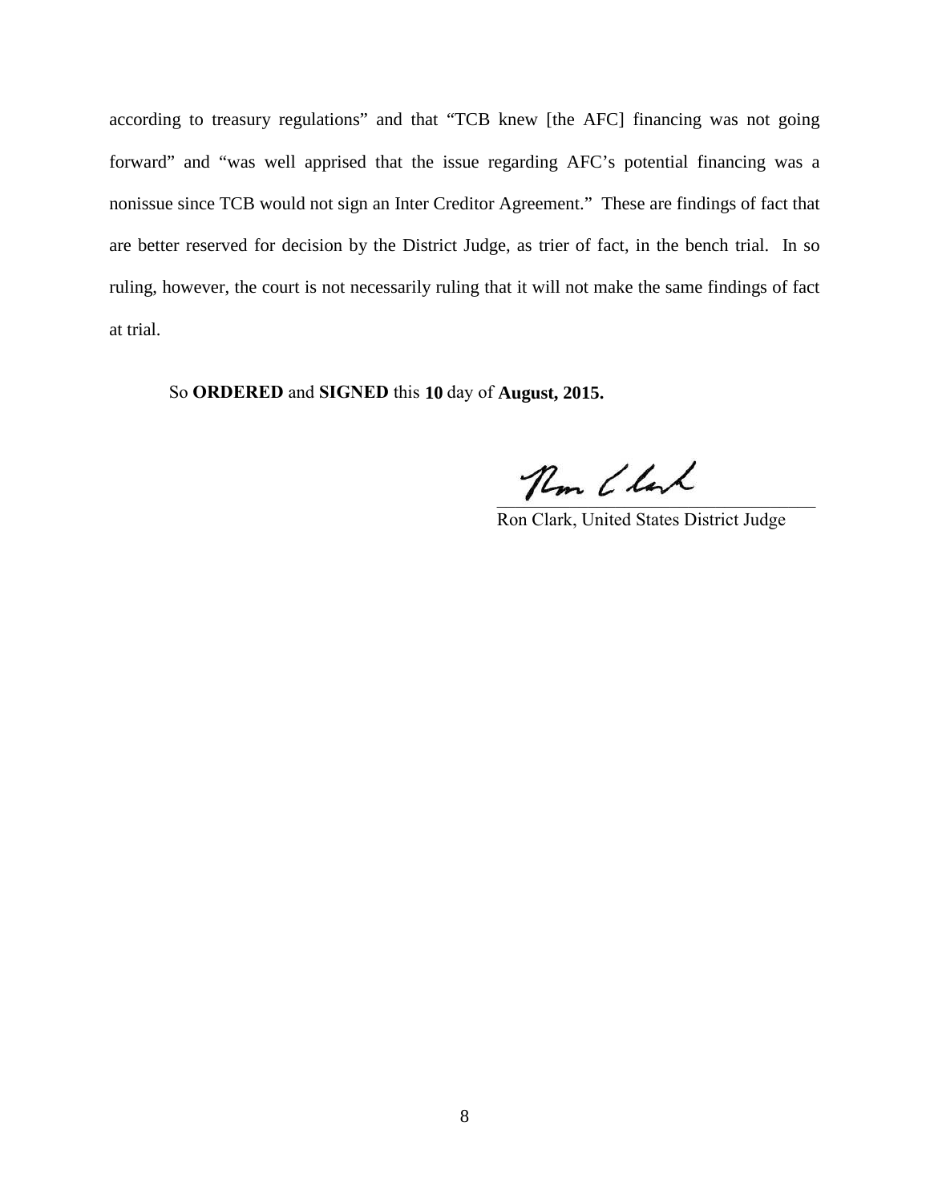according to treasury regulations" and that "TCB knew [the AFC] financing was not going forward" and "was well apprised that the issue regarding AFC's potential financing was a nonissue since TCB would not sign an Inter Creditor Agreement." These are findings of fact that are better reserved for decision by the District Judge, as trier of fact, in the bench trial. In so ruling, however, the court is not necessarily ruling that it will not make the same findings of fact at trial.

So **ORDERED** and **SIGNED** this **10** day of **August, 2015.**

Ron Clark, United States District Judge